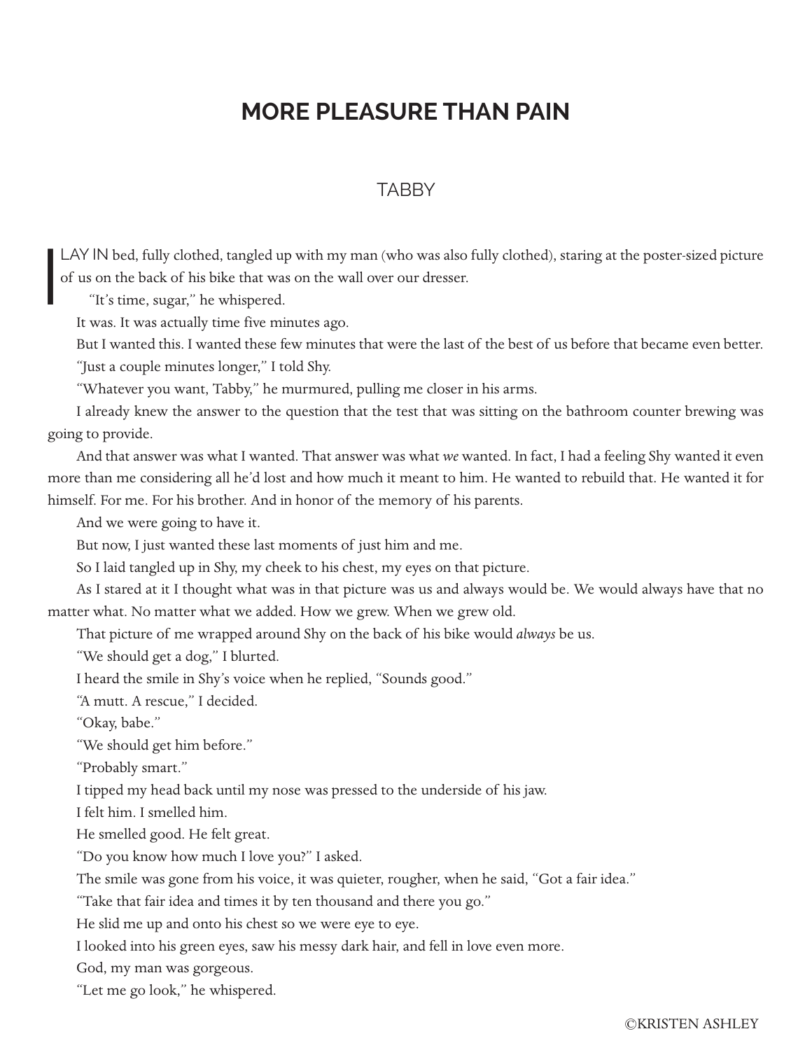# MORE PLEASURE THAN PAIN

## TABBY

I LAY IN bed, fully clothed, tangled up with my man (who was also fully clothed), staring at the poster-sized picture of us on the back of his bike that was on the wall over our dresser.

"It's time, sugar," he whispered.

It was. It was actually time five minutes ago.

But I wanted this. I wanted these few minutes that were the last of the best of us before that became even better.

"Just a couple minutes longer," I told Shy.

"Whatever you want, Tabby," he murmured, pulling me closer in his arms.

I already knew the answer to the question that the test that was sitting on the bathroom counter brewing was going to provide.

And that answer was what I wanted. That answer was what *we* wanted. In fact, I had a feeling Shy wanted it even more than me considering all he'd lost and how much it meant to him. He wanted to rebuild that. He wanted it for himself. For me. For his brother. And in honor of the memory of his parents.

And we were going to have it.

But now, I just wanted these last moments of just him and me.

So I laid tangled up in Shy, my cheek to his chest, my eyes on that picture.

As I stared at it I thought what was in that picture was us and always would be. We would always have that no matter what. No matter what we added. How we grew. When we grew old.

That picture of me wrapped around Shy on the back of his bike would *always* be us.

"We should get a dog," I blurted.

I heard the smile in Shy's voice when he replied, "Sounds good."

"A mutt. A rescue," I decided.

"Okay, babe."

"We should get him before."

"Probably smart."

I tipped my head back until my nose was pressed to the underside of his jaw.

I felt him. I smelled him.

He smelled good. He felt great.

"Do you know how much I love you?" I asked.

The smile was gone from his voice, it was quieter, rougher, when he said, "Got a fair idea."

"Take that fair idea and times it by ten thousand and there you go."

He slid me up and onto his chest so we were eye to eye.

I looked into his green eyes, saw his messy dark hair, and fell in love even more.

God, my man was gorgeous.

"Let me go look," he whispered.

©KRISTEN ASHLEY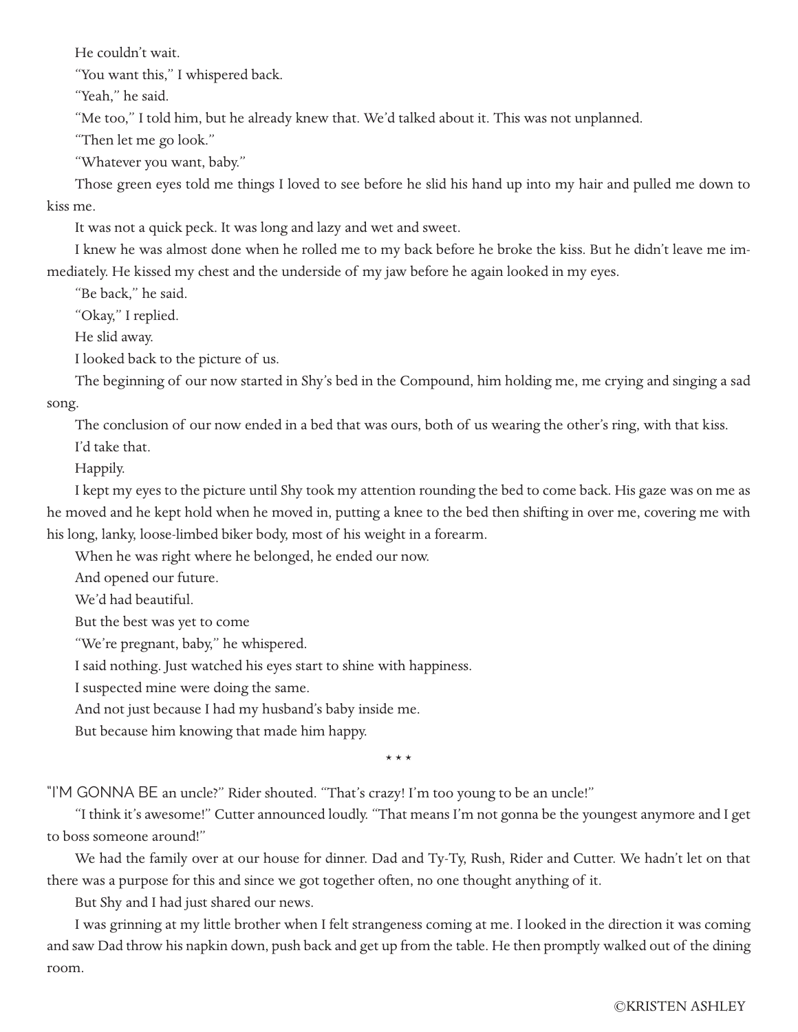He couldn't wait.

"You want this," I whispered back.

"Yeah," he said.

"Me too," I told him, but he already knew that. We'd talked about it. This was not unplanned.

"Then let me go look."

"Whatever you want, baby."

Those green eyes told me things I loved to see before he slid his hand up into my hair and pulled me down to kiss me.

It was not a quick peck. It was long and lazy and wet and sweet.

I knew he was almost done when he rolled me to my back before he broke the kiss. But he didn't leave me immediately. He kissed my chest and the underside of my jaw before he again looked in my eyes.

"Be back," he said.

"Okay," I replied.

He slid away.

I looked back to the picture of us.

The beginning of our now started in Shy's bed in the Compound, him holding me, me crying and singing a sad song.

The conclusion of our now ended in a bed that was ours, both of us wearing the other's ring, with that kiss.

I'd take that.

Happily.

I kept my eyes to the picture until Shy took my attention rounding the bed to come back. His gaze was on me as he moved and he kept hold when he moved in, putting a knee to the bed then shifting in over me, covering me with his long, lanky, loose-limbed biker body, most of his weight in a forearm.

When he was right where he belonged, he ended our now.

And opened our future.

We'd had beautiful.

But the best was yet to come

"We're pregnant, baby," he whispered.

I said nothing. Just watched his eyes start to shine with happiness.

I suspected mine were doing the same.

And not just because I had my husband's baby inside me.

But because him knowing that made him happy.

\* \* \*

"I'M GONNA BE an uncle?" Rider shouted. "That's crazy! I'm too young to be an uncle!"

"I think it's awesome!" Cutter announced loudly. "That means I'm not gonna be the youngest anymore and I get to boss someone around!"

We had the family over at our house for dinner. Dad and Ty-Ty, Rush, Rider and Cutter. We hadn't let on that there was a purpose for this and since we got together often, no one thought anything of it.

But Shy and I had just shared our news.

I was grinning at my little brother when I felt strangeness coming at me. I looked in the direction it was coming and saw Dad throw his napkin down, push back and get up from the table. He then promptly walked out of the dining room.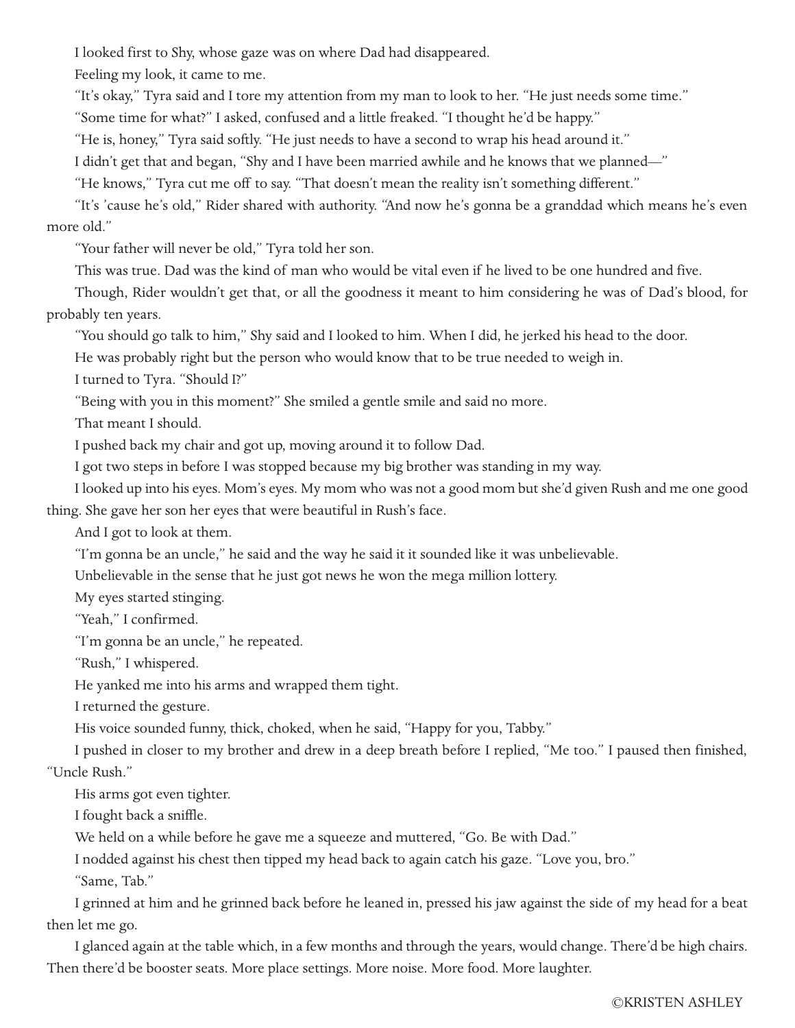I looked first to Shy, whose gaze was on where Dad had disappeared.

Feeling my look, it came to me.

"It's okay," Tyra said and I tore my attention from my man to look to her. "He just needs some time."

"Some time for what?" I asked, confused and a little freaked. "I thought he'd be happy."

"He is, honey," Tyra said softly. "He just needs to have a second to wrap his head around it."

I didn't get that and began, "Shy and I have been married awhile and he knows that we planned—"

"He knows," Tyra cut me off to say. "That doesn't mean the reality isn't something different."

"It's 'cause he's old," Rider shared with authority. "And now he's gonna be a granddad which means he's even more old."

"Your father will never be old," Tyra told her son.

This was true. Dad was the kind of man who would be vital even if he lived to be one hundred and five.

Though, Rider wouldn't get that, or all the goodness it meant to him considering he was of Dad's blood, for probably ten years.

"You should go talk to him," Shy said and I looked to him. When I did, he jerked his head to the door.

He was probably right but the person who would know that to be true needed to weigh in.

I turned to Tyra. "Should I?"

"Being with you in this moment?" She smiled a gentle smile and said no more.

That meant I should.

I pushed back my chair and got up, moving around it to follow Dad.

I got two steps in before I was stopped because my big brother was standing in my way.

I looked up into his eyes. Mom's eyes. My mom who was not a good mom but she'd given Rush and me one good thing. She gave her son her eyes that were beautiful in Rush's face.

And I got to look at them.

"I'm gonna be an uncle," he said and the way he said it it sounded like it was unbelievable.

Unbelievable in the sense that he just got news he won the mega million lottery.

My eyes started stinging.

"Yeah," I confirmed.

"I'm gonna be an uncle," he repeated.

"Rush," I whispered.

He yanked me into his arms and wrapped them tight.

I returned the gesture.

His voice sounded funny, thick, choked, when he said, "Happy for you, Tabby."

I pushed in closer to my brother and drew in a deep breath before I replied, "Me too." I paused then finished, "Uncle Rush."

His arms got even tighter.

I fought back a sniffle.

We held on a while before he gave me a squeeze and muttered, "Go. Be with Dad."

I nodded against his chest then tipped my head back to again catch his gaze. "Love you, bro."

"Same, Tab."

I grinned at him and he grinned back before he leaned in, pressed his jaw against the side of my head for a beat then let me go.

I glanced again at the table which, in a few months and through the years, would change. There'd be high chairs. Then there'd be booster seats. More place settings. More noise. More food. More laughter.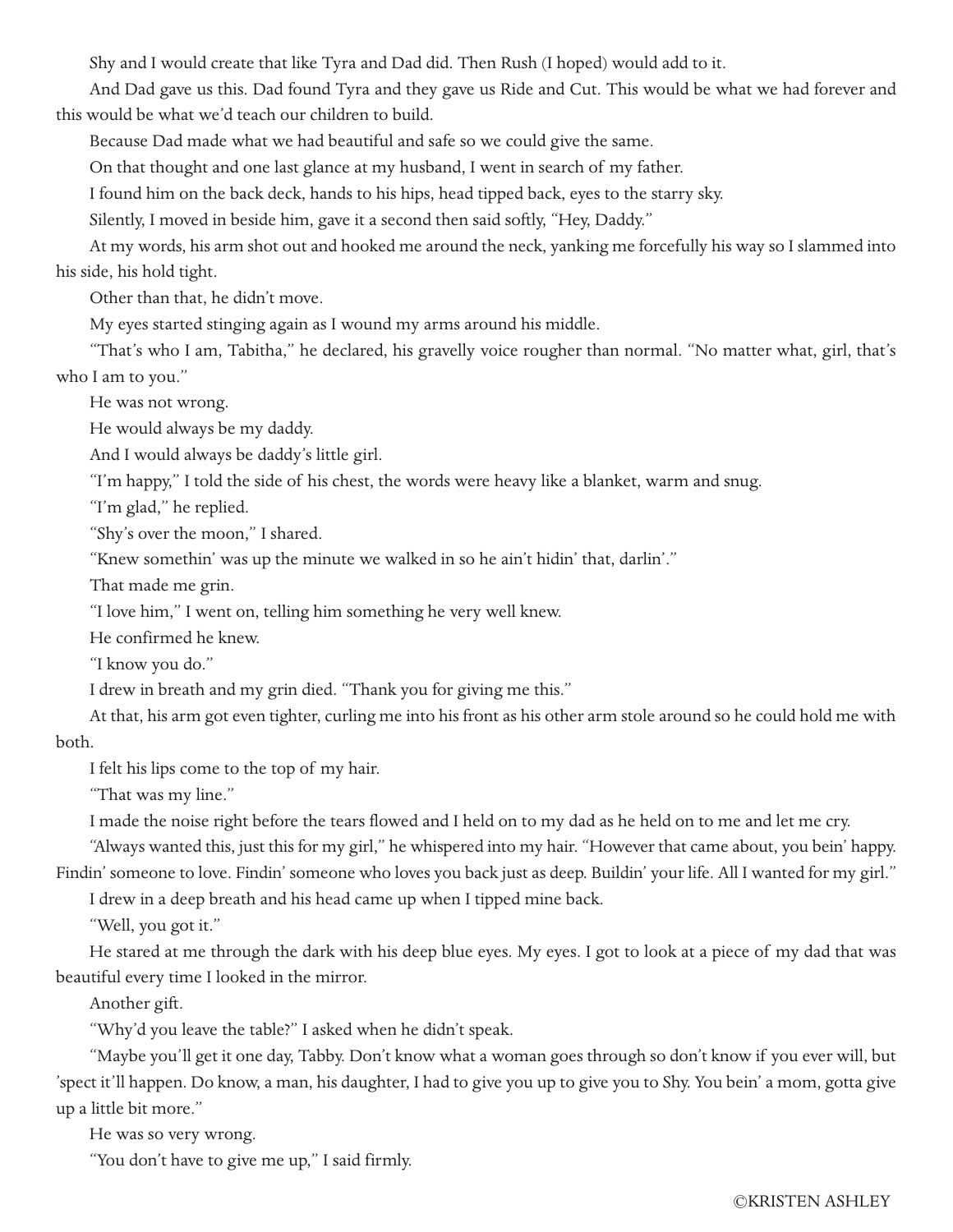Shy and I would create that like Tyra and Dad did. Then Rush (I hoped) would add to it.

And Dad gave us this. Dad found Tyra and they gave us Ride and Cut. This would be what we had forever and this would be what we'd teach our children to build.

Because Dad made what we had beautiful and safe so we could give the same.

On that thought and one last glance at my husband, I went in search of my father.

I found him on the back deck, hands to his hips, head tipped back, eyes to the starry sky.

Silently, I moved in beside him, gave it a second then said softly, "Hey, Daddy."

At my words, his arm shot out and hooked me around the neck, yanking me forcefully his way so I slammed into his side, his hold tight.

Other than that, he didn't move.

My eyes started stinging again as I wound my arms around his middle.

"That's who I am, Tabitha," he declared, his gravelly voice rougher than normal. "No matter what, girl, that's who I am to you."

He was not wrong.

He would always be my daddy.

And I would always be daddy's little girl.

"I'm happy," I told the side of his chest, the words were heavy like a blanket, warm and snug.

"I'm glad," he replied.

"Shy's over the moon," I shared.

"Knew somethin' was up the minute we walked in so he ain't hidin' that, darlin'."

That made me grin.

"I love him," I went on, telling him something he very well knew.

He confirmed he knew.

"I know you do."

I drew in breath and my grin died. "Thank you for giving me this."

At that, his arm got even tighter, curling me into his front as his other arm stole around so he could hold me with both.

I felt his lips come to the top of my hair.

"That was my line."

I made the noise right before the tears flowed and I held on to my dad as he held on to me and let me cry.

"Always wanted this, just this for my girl," he whispered into my hair. "However that came about, you bein' happy. Findin' someone to love. Findin' someone who loves you back just as deep. Buildin' your life. All I wanted for my girl."

I drew in a deep breath and his head came up when I tipped mine back.

"Well, you got it."

He stared at me through the dark with his deep blue eyes. My eyes. I got to look at a piece of my dad that was beautiful every time I looked in the mirror.

Another gift.

"Why'd you leave the table?" I asked when he didn't speak.

"Maybe you'll get it one day, Tabby. Don't know what a woman goes through so don't know if you ever will, but 'spect it'll happen. Do know, a man, his daughter, I had to give you up to give you to Shy. You bein' a mom, gotta give up a little bit more."

He was so very wrong.

"You don't have to give me up," I said firmly.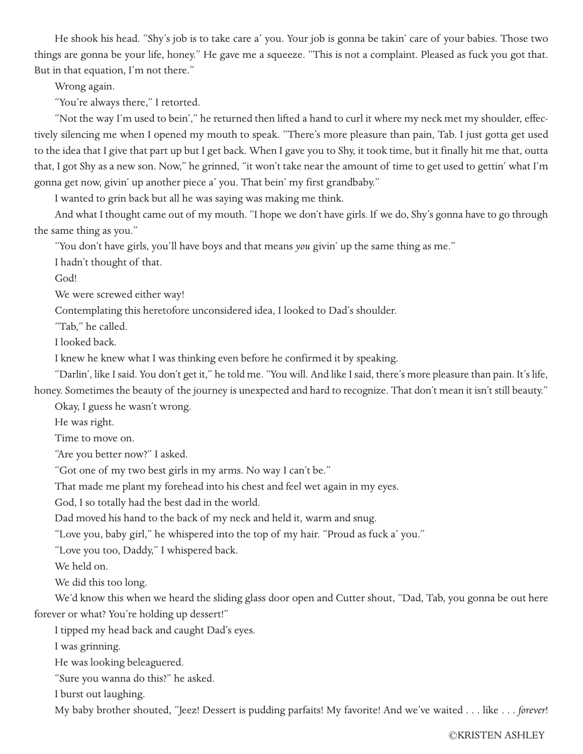He shook his head. "Shy's job is to take care a' you. Your job is gonna be takin' care of your babies. Those two things are gonna be your life, honey." He gave me a squeeze. "This is not a complaint. Pleased as fuck you got that. But in that equation, I'm not there."

Wrong again.

"You're always there," I retorted.

"Not the way I'm used to bein'," he returned then lifted a hand to curl it where my neck met my shoulder, effectively silencing me when I opened my mouth to speak. "There's more pleasure than pain, Tab. I just gotta get used to the idea that I give that part up but I get back. When I gave you to Shy, it took time, but it finally hit me that, outta that, I got Shy as a new son. Now," he grinned, "it won't take near the amount of time to get used to gettin' what I'm gonna get now, givin' up another piece a' you. That bein' my first grandbaby."

I wanted to grin back but all he was saying was making me think.

And what I thought came out of my mouth. "I hope we don't have girls. If we do, Shy's gonna have to go through the same thing as you."

"You don't have girls, you'll have boys and that means *you* givin' up the same thing as me."

I hadn't thought of that.

God!

We were screwed either way!

Contemplating this heretofore unconsidered idea, I looked to Dad's shoulder.

"Tab," he called.

I looked back.

I knew he knew what I was thinking even before he confirmed it by speaking.

"Darlin', like I said. You don't get it," he told me. "You will. And like I said, there's more pleasure than pain. It's life, honey. Sometimes the beauty of the journey is unexpected and hard to recognize. That don't mean it isn't still beauty."

Okay, I guess he wasn't wrong.

He was right.

Time to move on.

"Are you better now?" I asked.

"Got one of my two best girls in my arms. No way I can't be."

That made me plant my forehead into his chest and feel wet again in my eyes.

God, I so totally had the best dad in the world.

Dad moved his hand to the back of my neck and held it, warm and snug.

"Love you, baby girl," he whispered into the top of my hair. "Proud as fuck a' you."

"Love you too, Daddy," I whispered back.

We held on.

We did this too long.

We'd know this when we heard the sliding glass door open and Cutter shout, "Dad, Tab, you gonna be out here forever or what? You're holding up dessert!"

I tipped my head back and caught Dad's eyes.

I was grinning.

He was looking beleaguered.

"Sure you wanna do this?" he asked.

I burst out laughing.

My baby brother shouted, "Jeez! Dessert is pudding parfaits! My favorite! And we've waited . . . like . . . *forever*!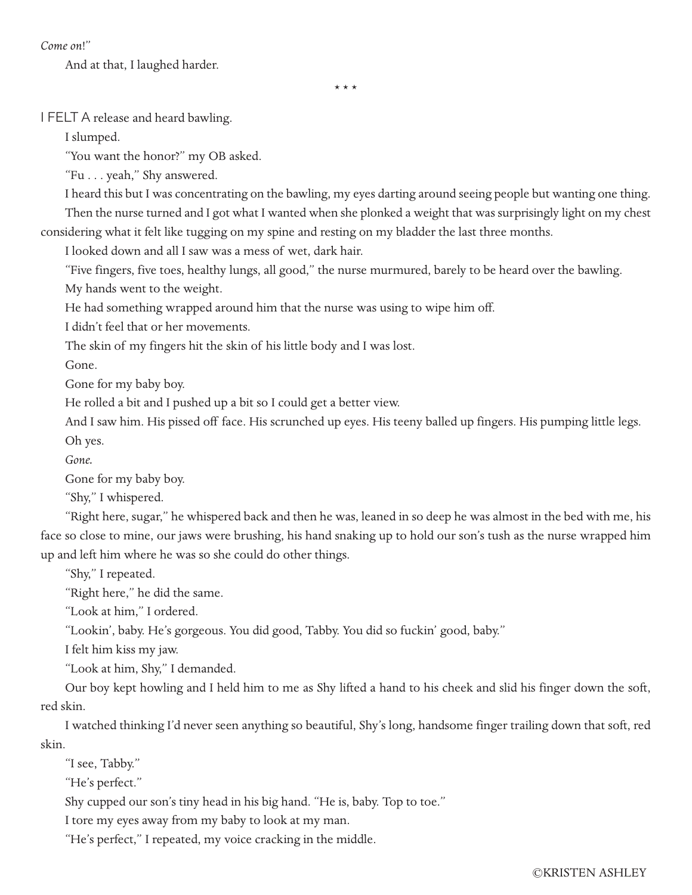*Come on*!"

And at that, I laughed harder.

\* \* \*

I FELT A release and heard bawling.

I slumped.

"You want the honor?" my OB asked.

"Fu . . . yeah," Shy answered.

I heard this but I was concentrating on the bawling, my eyes darting around seeing people but wanting one thing.

Then the nurse turned and I got what I wanted when she plonked a weight that was surprisingly light on my chest considering what it felt like tugging on my spine and resting on my bladder the last three months.

I looked down and all I saw was a mess of wet, dark hair.

"Five fingers, five toes, healthy lungs, all good," the nurse murmured, barely to be heard over the bawling.

My hands went to the weight.

He had something wrapped around him that the nurse was using to wipe him off.

I didn't feel that or her movements.

The skin of my fingers hit the skin of his little body and I was lost.

Gone.

Gone for my baby boy.

He rolled a bit and I pushed up a bit so I could get a better view.

And I saw him. His pissed off face. His scrunched up eyes. His teeny balled up fingers. His pumping little legs.

Oh yes.

*Gone.*

Gone for my baby boy.

"Shy," I whispered.

"Right here, sugar," he whispered back and then he was, leaned in so deep he was almost in the bed with me, his face so close to mine, our jaws were brushing, his hand snaking up to hold our son's tush as the nurse wrapped him up and left him where he was so she could do other things.

"Shy," I repeated.

"Right here," he did the same.

"Look at him," I ordered.

"Lookin', baby. He's gorgeous. You did good, Tabby. You did so fuckin' good, baby."

I felt him kiss my jaw.

"Look at him, Shy," I demanded.

Our boy kept howling and I held him to me as Shy lifted a hand to his cheek and slid his finger down the soft, red skin.

I watched thinking I'd never seen anything so beautiful, Shy's long, handsome finger trailing down that soft, red skin.

"I see, Tabby."

"He's perfect."

Shy cupped our son's tiny head in his big hand. "He is, baby. Top to toe."

I tore my eyes away from my baby to look at my man.

"He's perfect," I repeated, my voice cracking in the middle.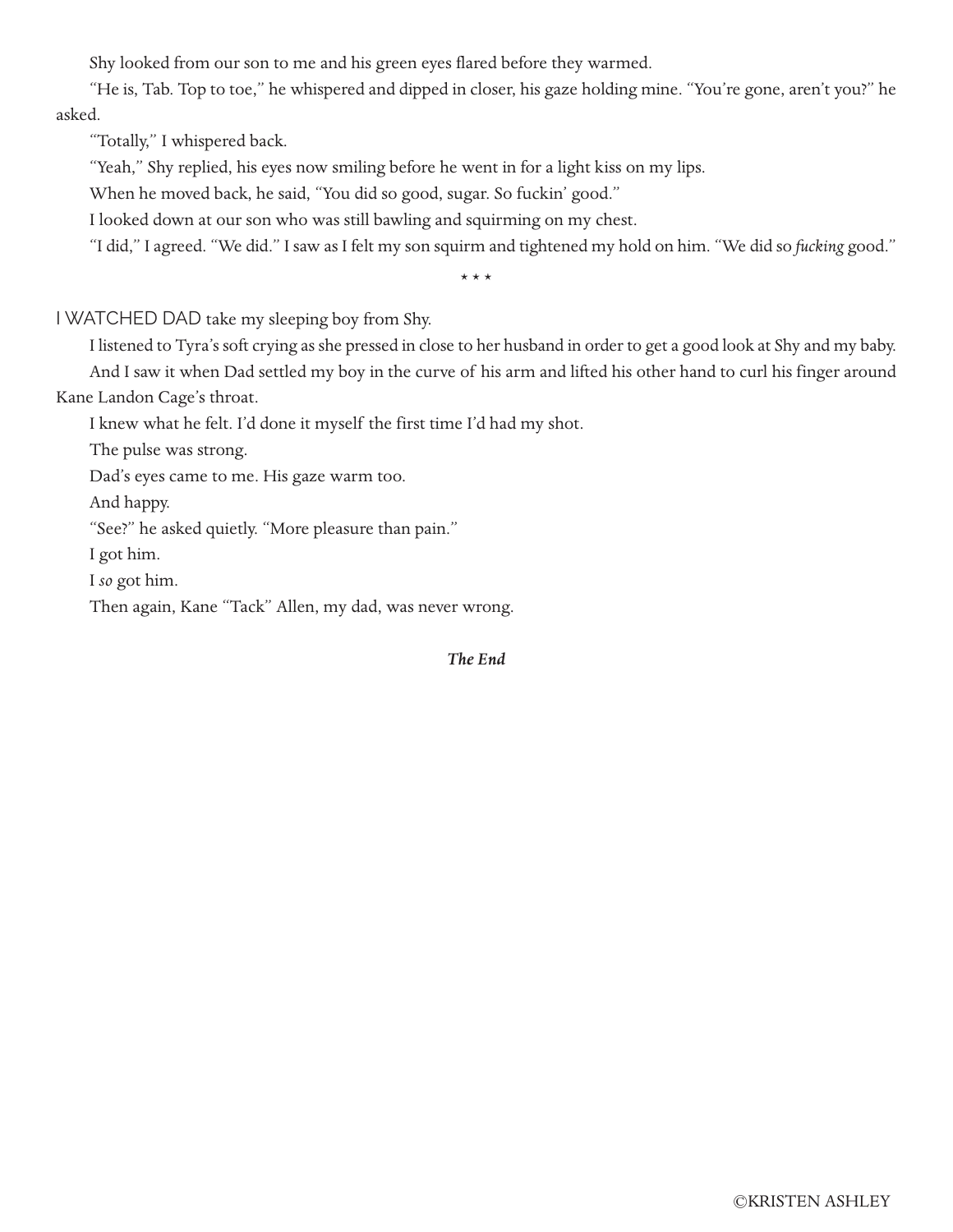Shy looked from our son to me and his green eyes flared before they warmed.

"He is, Tab. Top to toe," he whispered and dipped in closer, his gaze holding mine. "You're gone, aren't you?" he asked.

"Totally," I whispered back.

"Yeah," Shy replied, his eyes now smiling before he went in for a light kiss on my lips.

When he moved back, he said, "You did so good, sugar. So fuckin' good."

I looked down at our son who was still bawling and squirming on my chest.

"I did," I agreed. "We did." I saw as I felt my son squirm and tightened my hold on him. "We did so *fucking* good."

\* \* \*

I WATCHED DAD take my sleeping boy from Shy.

I listened to Tyra's soft crying as she pressed in close to her husband in order to get a good look at Shy and my baby.

And I saw it when Dad settled my boy in the curve of his arm and lifted his other hand to curl his finger around Kane Landon Cage's throat.

I knew what he felt. I'd done it myself the first time I'd had my shot.

The pulse was strong.

Dad's eyes came to me. His gaze warm too.

And happy.

"See?" he asked quietly. "More pleasure than pain."

I got him.

I *so* got him.

Then again, Kane "Tack" Allen, my dad, was never wrong.

***The End***

©KRISTEN ASHLEY